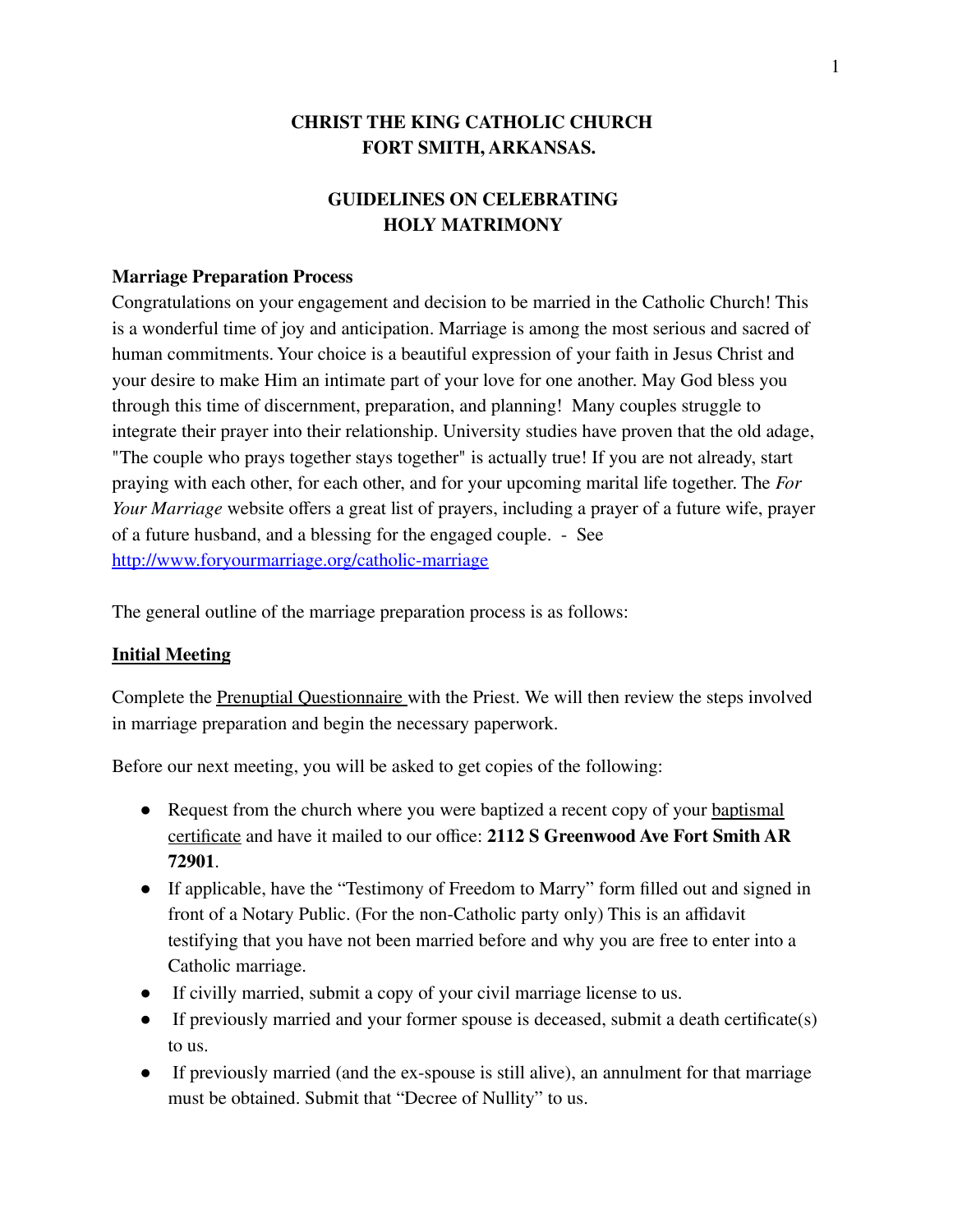# CHRIST THE KING CATHOLIC CHURCH
# FORT SMITH, ARKANSAS.

## GUIDELINES ON CELEBRATING HOLY MATRIMONY

**Marriage Preparation Process**

Congratulations on your engagement and decision to be married in the Catholic Church! This is a wonderful time of joy and anticipation. Marriage is among the most serious and sacred of human commitments. Your choice is a beautiful expression of your faith in Jesus Christ and your desire to make Him an intimate part of your love for one another. May God bless you through this time of discernment, preparation, and planning! Many couples struggle to integrate their prayer into their relationship. University studies have proven that the old adage, "The couple who prays together stays together" is actually true! If you are not already, start praying with each other, for each other, and for your upcoming marital life together. The *For Your Marriage* website offers a great list of prayers, including a prayer of a future wife, prayer of a future husband, and a blessing for the engaged couple. - See [http://www.foryourmarriage.org/catholic-marriage](http://www.foryourmarriage.org/catholic-marriage)

The general outline of the marriage preparation process is as follows:

**Initial Meeting**

Complete the Prenuptial Questionnaire with the Priest. We will then review the steps involved in marriage preparation and begin the necessary paperwork.

Before our next meeting, you will be asked to get copies of the following:

- Request from the church where you were baptized a recent copy of your baptismal certificate and have it mailed to our office: **2112 S Greenwood Ave Fort Smith AR 72901**.
- If applicable, have the "Testimony of Freedom to Marry" form filled out and signed in front of a Notary Public. (For the non-Catholic party only) This is an affidavit testifying that you have not been married before and why you are free to enter into a Catholic marriage.
- If civilly married, submit a copy of your civil marriage license to us.
- If previously married and your former spouse is deceased, submit a death certificate(s) to us.
- If previously married (and the ex-spouse is still alive), an annulment for that marriage must be obtained. Submit that "Decree of Nullity" to us.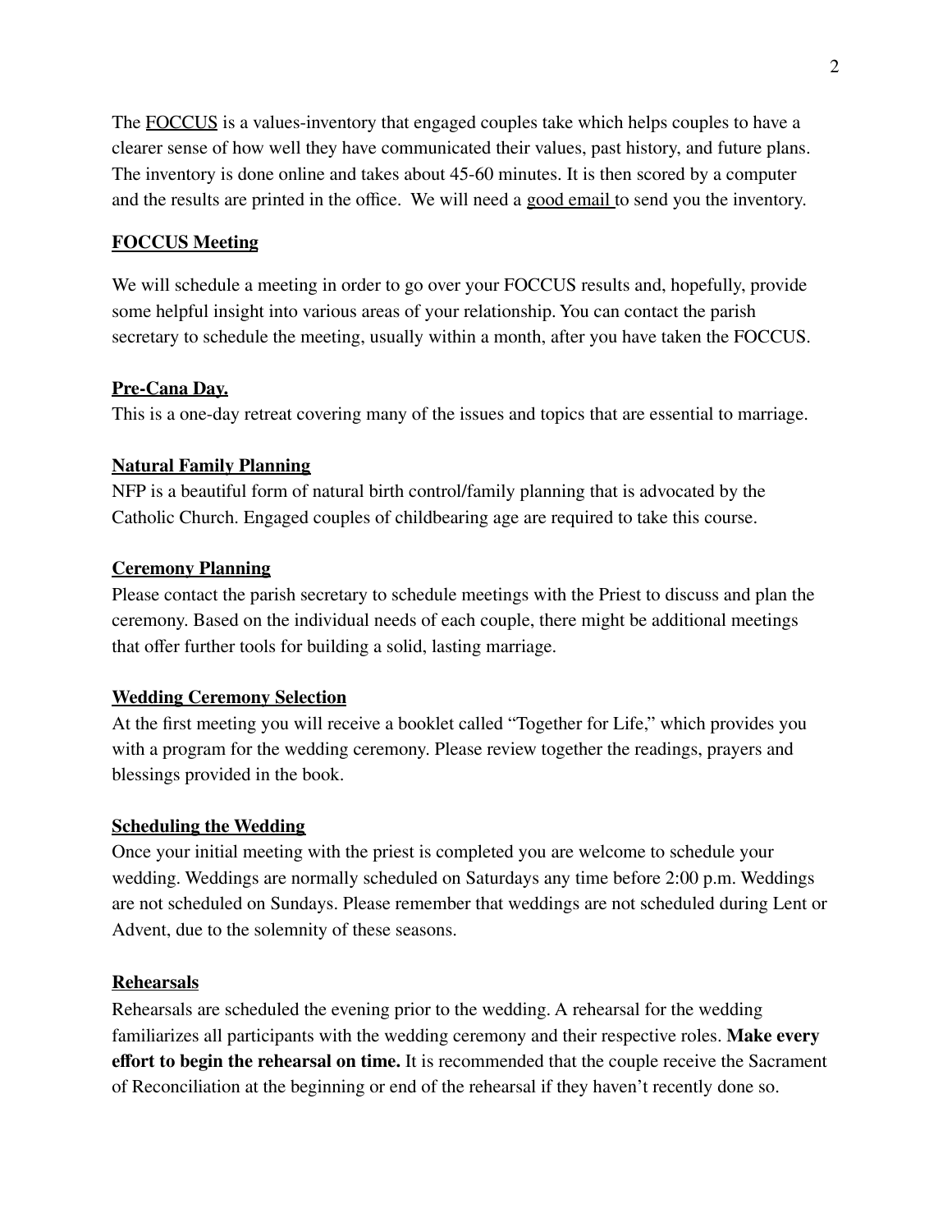The FOCCUS is a values-inventory that engaged couples take which helps couples to have a clearer sense of how well they have communicated their values, past history, and future plans. The inventory is done online and takes about 45-60 minutes. It is then scored by a computer and the results are printed in the office. We will need a good email to send you the inventory.

**FOCCUS Meeting**

We will schedule a meeting in order to go over your FOCCUS results and, hopefully, provide some helpful insight into various areas of your relationship. You can contact the parish secretary to schedule the meeting, usually within a month, after you have taken the FOCCUS.

**Pre-Cana Day.**

This is a one-day retreat covering many of the issues and topics that are essential to marriage.

**Natural Family Planning**

NFP is a beautiful form of natural birth control/family planning that is advocated by the Catholic Church. Engaged couples of childbearing age are required to take this course.

**Ceremony Planning**

Please contact the parish secretary to schedule meetings with the Priest to discuss and plan the ceremony. Based on the individual needs of each couple, there might be additional meetings that offer further tools for building a solid, lasting marriage.

**Wedding Ceremony Selection**

At the first meeting you will receive a booklet called "Together for Life," which provides you with a program for the wedding ceremony. Please review together the readings, prayers and blessings provided in the book.

**Scheduling the Wedding**

Once your initial meeting with the priest is completed you are welcome to schedule your wedding. Weddings are normally scheduled on Saturdays any time before 2:00 p.m. Weddings are not scheduled on Sundays. Please remember that weddings are not scheduled during Lent or Advent, due to the solemnity of these seasons.

**Rehearsals**

Rehearsals are scheduled the evening prior to the wedding. A rehearsal for the wedding familiarizes all participants with the wedding ceremony and their respective roles. **Make every effort to begin the rehearsal on time.** It is recommended that the couple receive the Sacrament of Reconciliation at the beginning or end of the rehearsal if they haven't recently done so.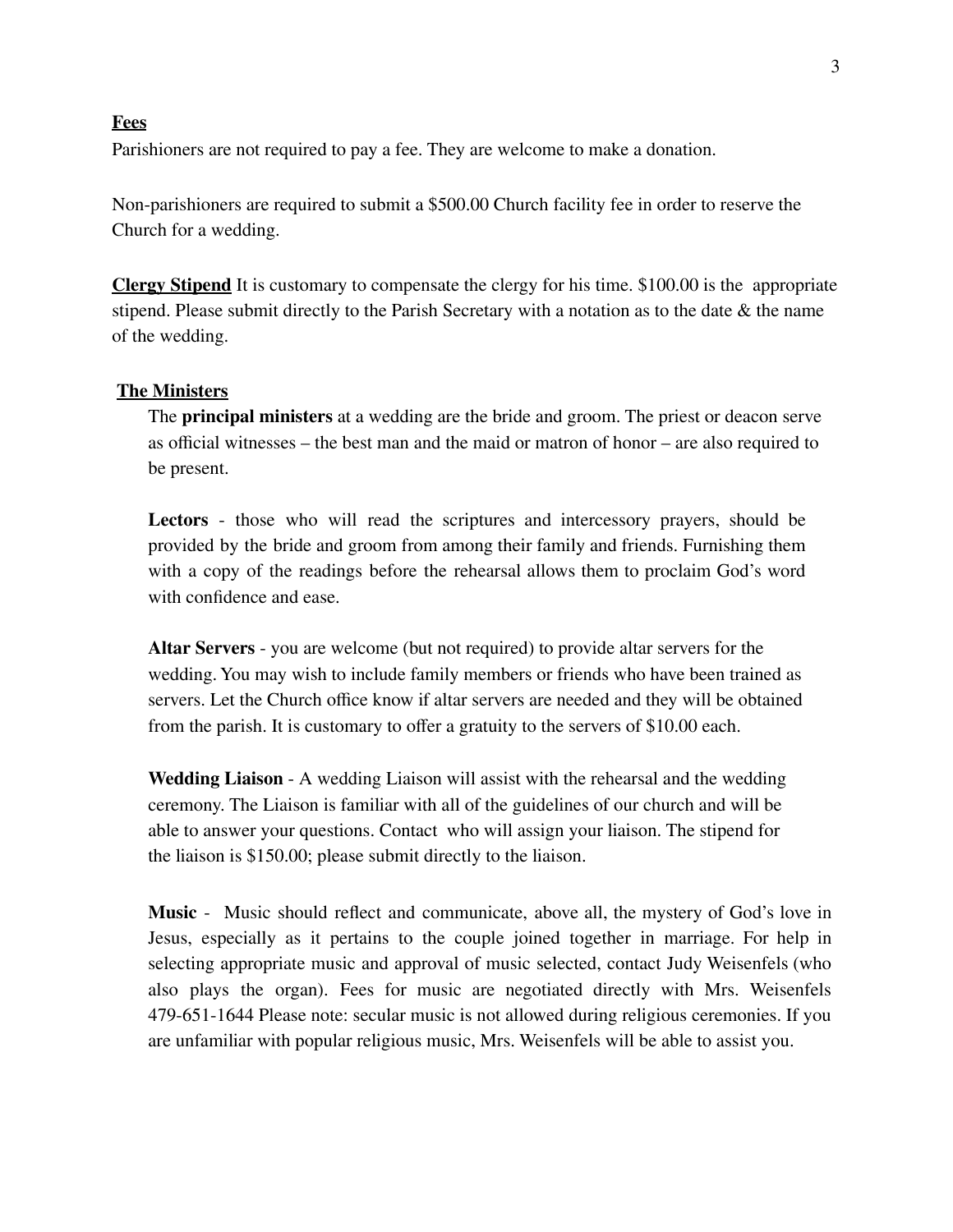**Fees**

Parishioners are not required to pay a fee. They are welcome to make a donation.

Non-parishioners are required to submit a $500.00 Church facility fee in order to reserve the Church for a wedding.

**Clergy Stipend** It is customary to compensate the clergy for his time. $100.00 is the appropriate stipend. Please submit directly to the Parish Secretary with a notation as to the date & the name of the wedding.

**The Ministers**

The **principal ministers** at a wedding are the bride and groom. The priest or deacon serve as official witnesses – the best man and the maid or matron of honor – are also required to be present.

**Lectors** - those who will read the scriptures and intercessory prayers, should be provided by the bride and groom from among their family and friends. Furnishing them with a copy of the readings before the rehearsal allows them to proclaim God's word with confidence and ease.

**Altar Servers** - you are welcome (but not required) to provide altar servers for the wedding. You may wish to include family members or friends who have been trained as servers. Let the Church office know if altar servers are needed and they will be obtained from the parish. It is customary to offer a gratuity to the servers of $10.00 each.

**Wedding Liaison** - A wedding Liaison will assist with the rehearsal and the wedding ceremony. The Liaison is familiar with all of the guidelines of our church and will be able to answer your questions. Contact who will assign your liaison. The stipend for the liaison is $150.00; please submit directly to the liaison.

**Music** - Music should reflect and communicate, above all, the mystery of God's love in Jesus, especially as it pertains to the couple joined together in marriage. For help in selecting appropriate music and approval of music selected, contact Judy Weisenfels (who also plays the organ). Fees for music are negotiated directly with Mrs. Weisenfels 479-651-1644 Please note: secular music is not allowed during religious ceremonies. If you are unfamiliar with popular religious music, Mrs. Weisenfels will be able to assist you.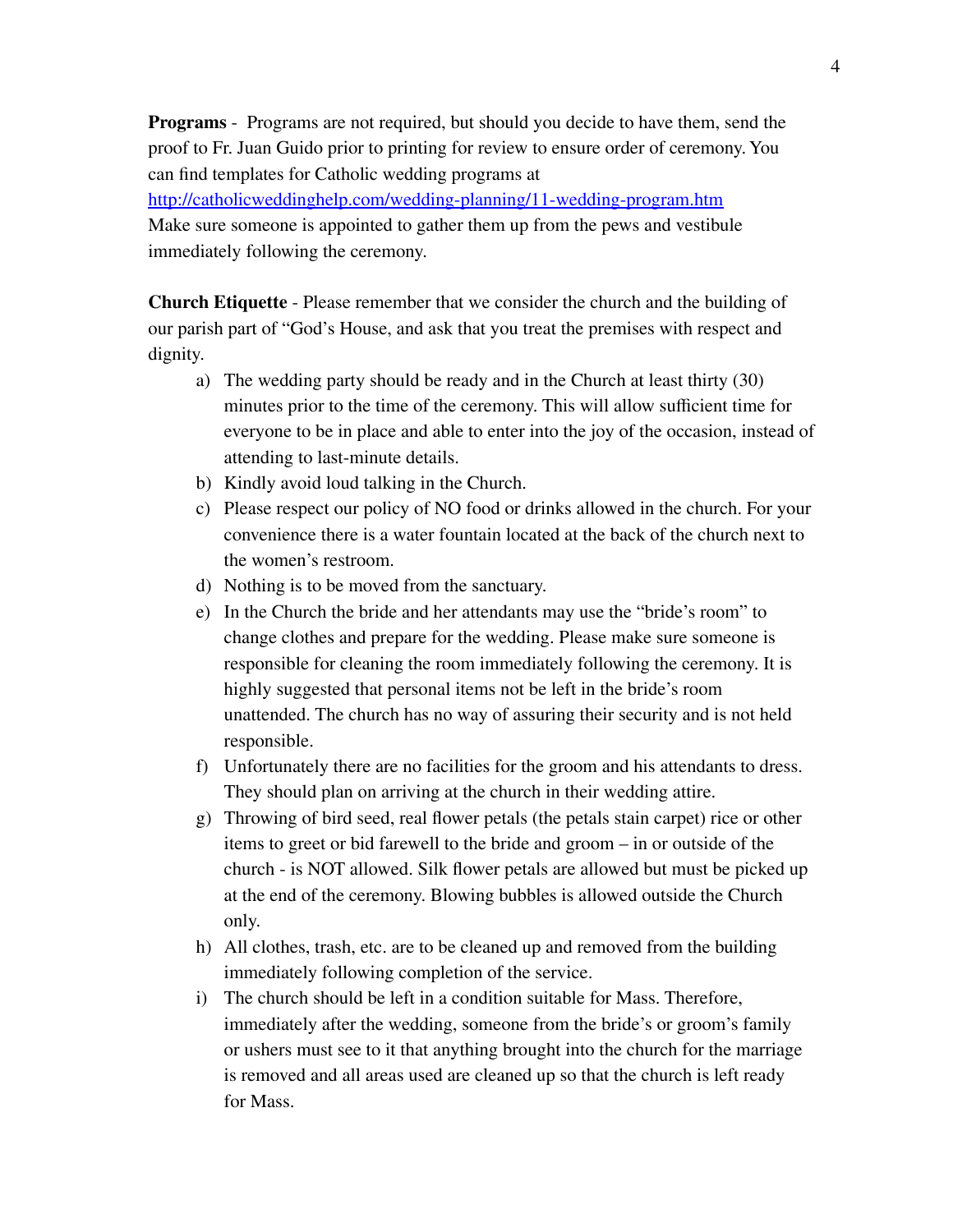**Programs** - Programs are not required, but should you decide to have them, send the proof to Fr. Juan Guido prior to printing for review to ensure order of ceremony. You can find templates for Catholic wedding programs at http://catholicweddinghelp.com/wedding-planning/11-wedding-program.htm Make sure someone is appointed to gather them up from the pews and vestibule immediately following the ceremony.

**Church Etiquette** - Please remember that we consider the church and the building of our parish part of "God's House, and ask that you treat the premises with respect and dignity.

a) The wedding party should be ready and in the Church at least thirty (30) minutes prior to the time of the ceremony. This will allow sufficient time for everyone to be in place and able to enter into the joy of the occasion, instead of attending to last-minute details.
b) Kindly avoid loud talking in the Church.
c) Please respect our policy of NO food or drinks allowed in the church. For your convenience there is a water fountain located at the back of the church next to the women's restroom.
d) Nothing is to be moved from the sanctuary.
e) In the Church the bride and her attendants may use the "bride's room" to change clothes and prepare for the wedding. Please make sure someone is responsible for cleaning the room immediately following the ceremony. It is highly suggested that personal items not be left in the bride's room unattended. The church has no way of assuring their security and is not held responsible.
f) Unfortunately there are no facilities for the groom and his attendants to dress. They should plan on arriving at the church in their wedding attire.
g) Throwing of bird seed, real flower petals (the petals stain carpet) rice or other items to greet or bid farewell to the bride and groom – in or outside of the church - is NOT allowed. Silk flower petals are allowed but must be picked up at the end of the ceremony. Blowing bubbles is allowed outside the Church only.
h) All clothes, trash, etc. are to be cleaned up and removed from the building immediately following completion of the service.
i) The church should be left in a condition suitable for Mass. Therefore, immediately after the wedding, someone from the bride's or groom's family or ushers must see to it that anything brought into the church for the marriage is removed and all areas used are cleaned up so that the church is left ready for Mass.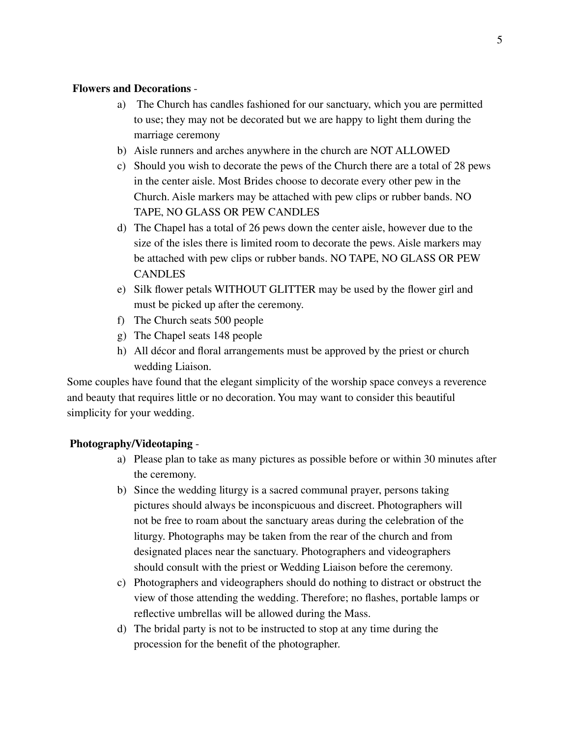**Flowers and Decorations** -

a) The Church has candles fashioned for our sanctuary, which you are permitted to use; they may not be decorated but we are happy to light them during the marriage ceremony
b) Aisle runners and arches anywhere in the church are NOT ALLOWED
c) Should you wish to decorate the pews of the Church there are a total of 28 pews in the center aisle. Most Brides choose to decorate every other pew in the Church. Aisle markers may be attached with pew clips or rubber bands. NO TAPE, NO GLASS OR PEW CANDLES
d) The Chapel has a total of 26 pews down the center aisle, however due to the size of the isles there is limited room to decorate the pews. Aisle markers may be attached with pew clips or rubber bands. NO TAPE, NO GLASS OR PEW CANDLES
e) Silk flower petals WITHOUT GLITTER may be used by the flower girl and must be picked up after the ceremony.
f) The Church seats 500 people
g) The Chapel seats 148 people
h) All décor and floral arrangements must be approved by the priest or church wedding Liaison.

Some couples have found that the elegant simplicity of the worship space conveys a reverence and beauty that requires little or no decoration. You may want to consider this beautiful simplicity for your wedding.

**Photography/Videotaping** -

a) Please plan to take as many pictures as possible before or within 30 minutes after the ceremony.
b) Since the wedding liturgy is a sacred communal prayer, persons taking pictures should always be inconspicuous and discreet. Photographers will not be free to roam about the sanctuary areas during the celebration of the liturgy. Photographs may be taken from the rear of the church and from designated places near the sanctuary. Photographers and videographers should consult with the priest or Wedding Liaison before the ceremony.
c) Photographers and videographers should do nothing to distract or obstruct the view of those attending the wedding. Therefore; no flashes, portable lamps or reflective umbrellas will be allowed during the Mass.
d) The bridal party is not to be instructed to stop at any time during the procession for the benefit of the photographer.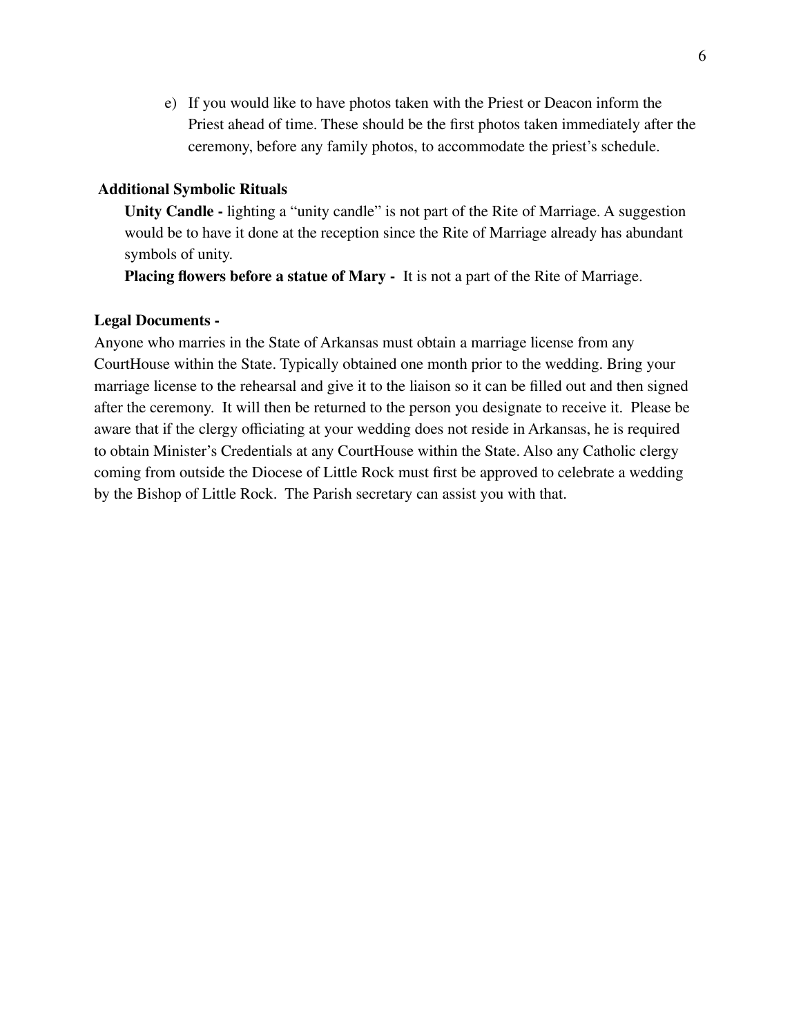e) If you would like to have photos taken with the Priest or Deacon inform the Priest ahead of time. These should be the first photos taken immediately after the ceremony, before any family photos, to accommodate the priest's schedule.

**Additional Symbolic Rituals**

**Unity Candle -** lighting a "unity candle" is not part of the Rite of Marriage. A suggestion would be to have it done at the reception since the Rite of Marriage already has abundant symbols of unity.

**Placing flowers before a statue of Mary -** It is not a part of the Rite of Marriage.

**Legal Documents -**

Anyone who marries in the State of Arkansas must obtain a marriage license from any CourtHouse within the State. Typically obtained one month prior to the wedding. Bring your marriage license to the rehearsal and give it to the liaison so it can be filled out and then signed after the ceremony. It will then be returned to the person you designate to receive it. Please be aware that if the clergy officiating at your wedding does not reside in Arkansas, he is required to obtain Minister's Credentials at any CourtHouse within the State. Also any Catholic clergy coming from outside the Diocese of Little Rock must first be approved to celebrate a wedding by the Bishop of Little Rock. The Parish secretary can assist you with that.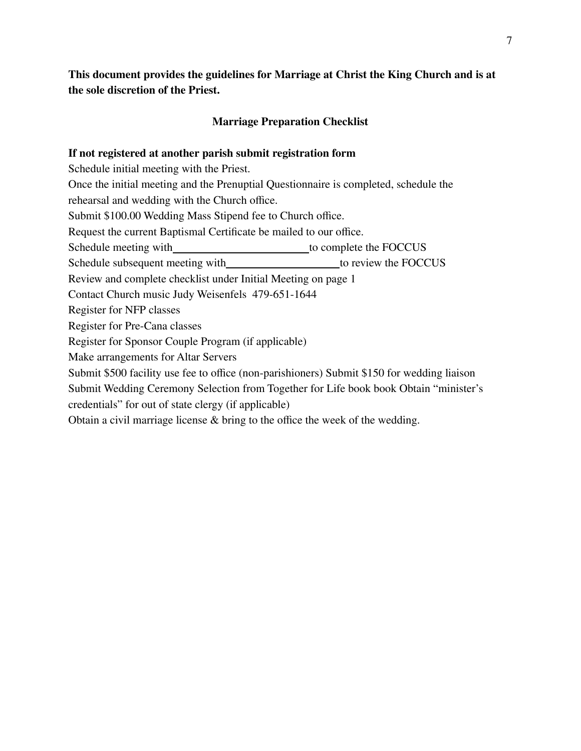**This document provides the guidelines for Marriage at Christ the King Church and is at the sole discretion of the Priest.**

**Marriage Preparation Checklist**

**If not registered at another parish submit registration form**

Schedule initial meeting with the Priest.

Once the initial meeting and the Prenuptial Questionnaire is completed, schedule the rehearsal and wedding with the Church office.

Submit $100.00 Wedding Mass Stipend fee to Church office.

Request the current Baptismal Certificate be mailed to our office.

Schedule meeting with________________________to complete the FOCCUS

Schedule subsequent meeting with____________________to review the FOCCUS

Review and complete checklist under Initial Meeting on page 1

Contact Church music Judy Weisenfels 479-651-1644

Register for NFP classes

Register for Pre-Cana classes

Register for Sponsor Couple Program (if applicable)

Make arrangements for Altar Servers

Submit $500 facility use fee to office (non-parishioners) Submit $150 for wedding liaison

Submit Wedding Ceremony Selection from Together for Life book book Obtain "minister's credentials" for out of state clergy (if applicable)

Obtain a civil marriage license & bring to the office the week of the wedding.